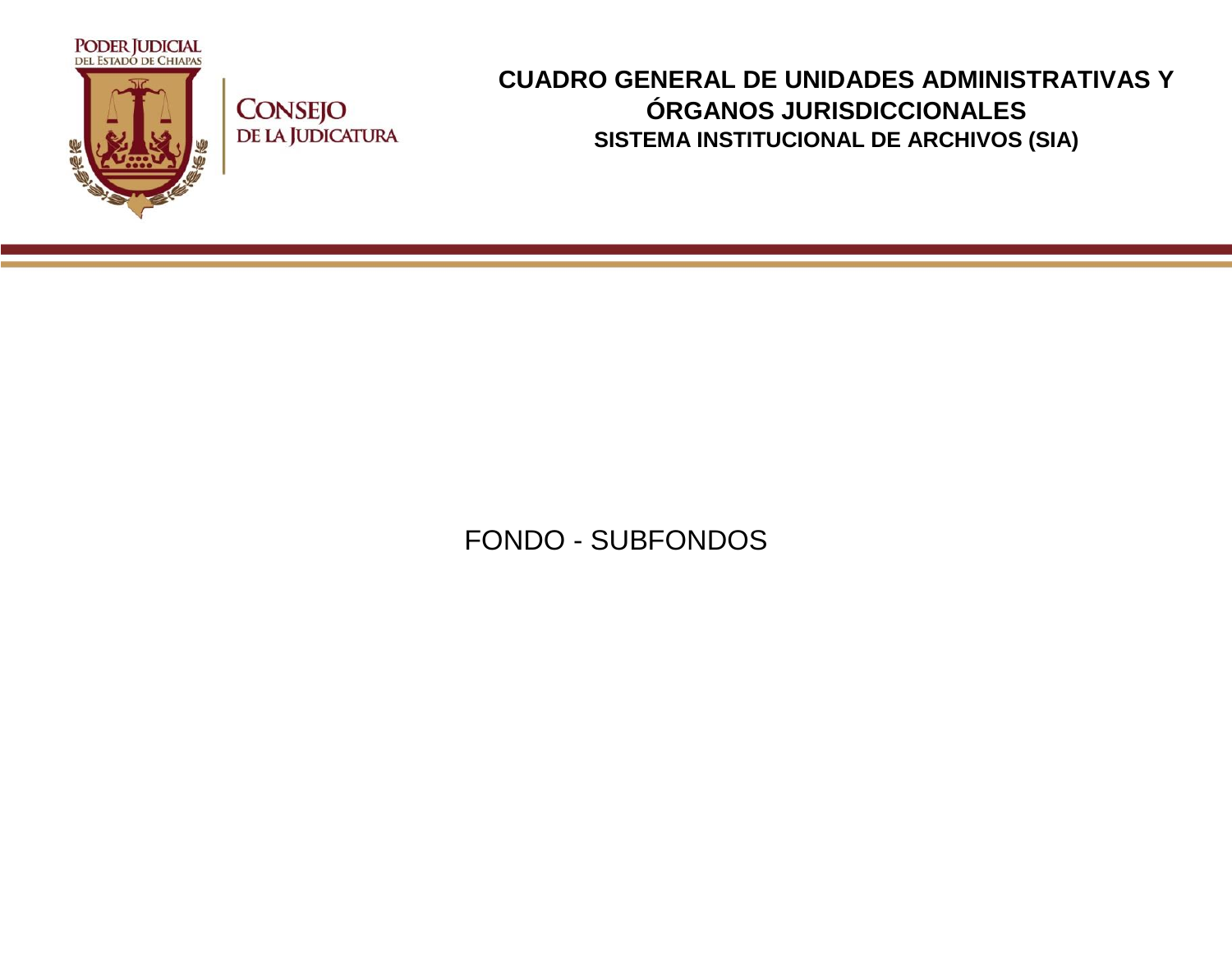PODER JUDICIAL DEL ESTADO DE CHIAPAS

CONSEJO DE LA JUDICATURA

# CUADRO GENERAL DE UNIDADES ADMINISTRATIVAS Y ÓRGANOS JURISDICCIONALES

## SISTEMA INSTITUCIONAL DE ARCHIVOS (SIA)

FONDO - SUBFONDOS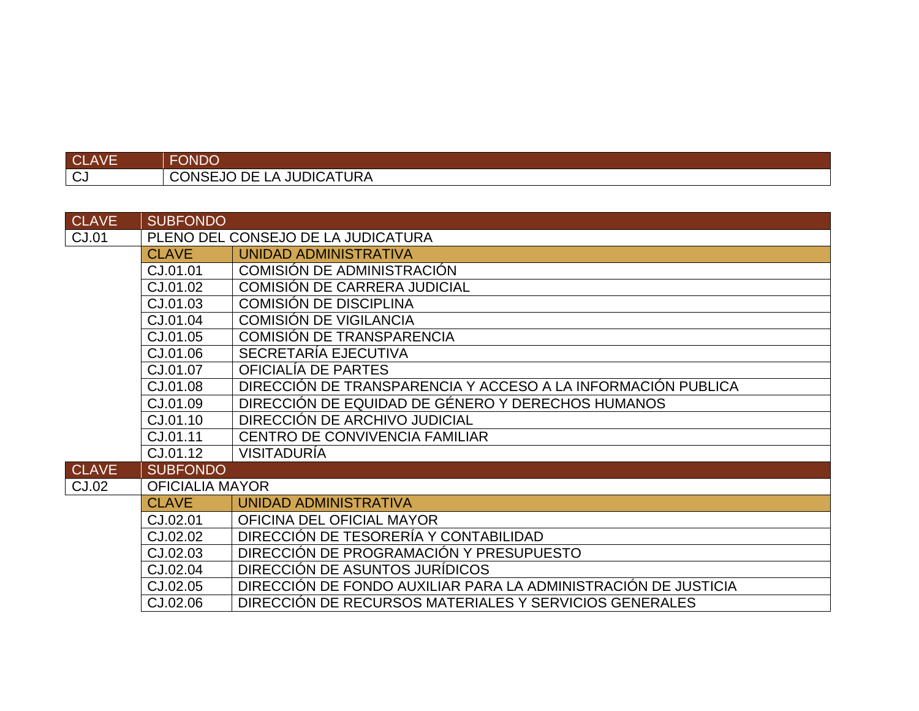| CLAVE | FONDO |
|---|---|
| CJ | CONSEJO DE LA JUDICATURA |

| CLAVE | SUBFONDO | |
|---|---|---|
| CJ.01 | PLENO DEL CONSEJO DE LA JUDICATURA | |
| | CLAVE | UNIDAD ADMINISTRATIVA |
| | CJ.01.01 | COMISIÓN DE ADMINISTRACIÓN |
| | CJ.01.02 | COMISIÓN DE CARRERA JUDICIAL |
| | CJ.01.03 | COMISIÓN DE DISCIPLINA |
| | CJ.01.04 | COMISIÓN DE VIGILANCIA |
| | CJ.01.05 | COMISIÓN DE TRANSPARENCIA |
| | CJ.01.06 | SECRETARÍA EJECUTIVA |
| | CJ.01.07 | OFICIALÍA DE PARTES |
| | CJ.01.08 | DIRECCIÓN DE TRANSPARENCIA Y ACCESO A LA INFORMACIÓN PUBLICA |
| | CJ.01.09 | DIRECCIÓN DE EQUIDAD DE GÉNERO Y DERECHOS HUMANOS |
| | CJ.01.10 | DIRECCIÓN DE ARCHIVO JUDICIAL |
| | CJ.01.11 | CENTRO DE CONVIVENCIA FAMILIAR |
| | CJ.01.12 | VISITADURÍA |
| CLAVE | SUBFONDO | |
| CJ.02 | OFICIALIA MAYOR | |
| | CLAVE | UNIDAD ADMINISTRATIVA |
| | CJ.02.01 | OFICINA DEL OFICIAL MAYOR |
| | CJ.02.02 | DIRECCIÓN DE TESORERÍA Y CONTABILIDAD |
| | CJ.02.03 | DIRECCIÓN DE PROGRAMACIÓN Y PRESUPUESTO |
| | CJ.02.04 | DIRECCIÓN DE ASUNTOS JURÍDICOS |
| | CJ.02.05 | DIRECCIÓN DE FONDO AUXILIAR PARA LA ADMINISTRACIÓN DE JUSTICIA |
| | CJ.02.06 | DIRECCIÓN DE RECURSOS MATERIALES Y SERVICIOS GENERALES |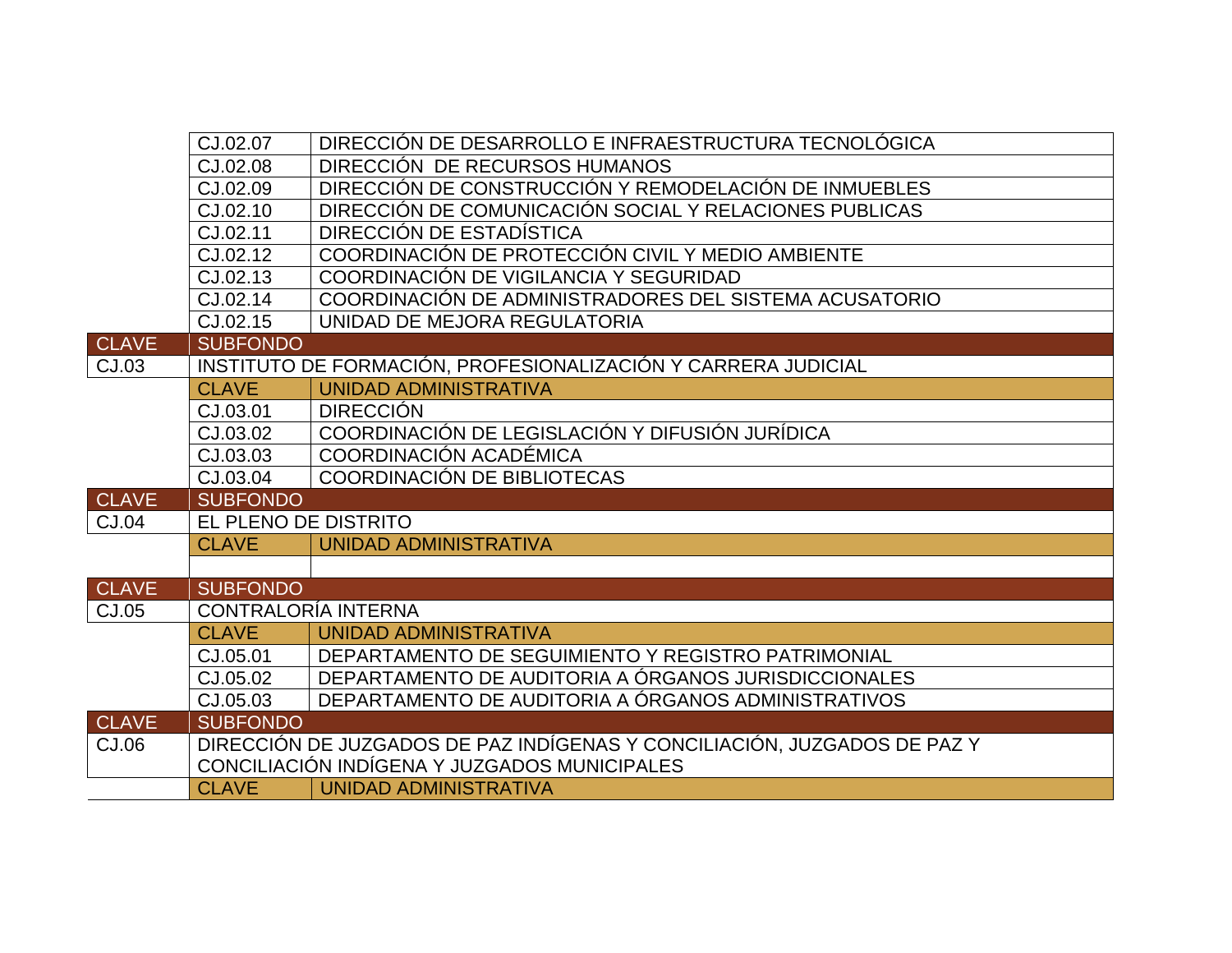| | | |
|---|---|---|
| | CJ.02.07 | DIRECCIÓN DE DESARROLLO E INFRAESTRUCTURA TECNOLÓGICA |
| | CJ.02.08 | DIRECCIÓN DE RECURSOS HUMANOS |
| | CJ.02.09 | DIRECCIÓN DE CONSTRUCCIÓN Y REMODELACIÓN DE INMUEBLES |
| | CJ.02.10 | DIRECCIÓN DE COMUNICACIÓN SOCIAL Y RELACIONES PUBLICAS |
| | CJ.02.11 | DIRECCIÓN DE ESTADÍSTICA |
| | CJ.02.12 | COORDINACIÓN DE PROTECCIÓN CIVIL Y MEDIO AMBIENTE |
| | CJ.02.13 | COORDINACIÓN DE VIGILANCIA Y SEGURIDAD |
| | CJ.02.14 | COORDINACIÓN DE ADMINISTRADORES DEL SISTEMA ACUSATORIO |
| | CJ.02.15 | UNIDAD DE MEJORA REGULATORIA |
| **CLAVE** | **SUBFONDO** | |
| CJ.03 | INSTITUTO DE FORMACIÓN, PROFESIONALIZACIÓN Y CARRERA JUDICIAL | |
| | **CLAVE** | **UNIDAD ADMINISTRATIVA** |
| | CJ.03.01 | DIRECCIÓN |
| | CJ.03.02 | COORDINACIÓN DE LEGISLACIÓN Y DIFUSIÓN JURÍDICA |
| | CJ.03.03 | COORDINACIÓN ACADÉMICA |
| | CJ.03.04 | COORDINACIÓN DE BIBLIOTECAS |
| **CLAVE** | **SUBFONDO** | |
| CJ.04 | EL PLENO DE DISTRITO | |
| | **CLAVE** | **UNIDAD ADMINISTRATIVA** |
| | | |
| **CLAVE** | **SUBFONDO** | |
| CJ.05 | CONTRALORÍA INTERNA | |
| | **CLAVE** | **UNIDAD ADMINISTRATIVA** |
| | CJ.05.01 | DEPARTAMENTO DE SEGUIMIENTO Y REGISTRO PATRIMONIAL |
| | CJ.05.02 | DEPARTAMENTO DE AUDITORIA A ÓRGANOS JURISDICCIONALES |
| | CJ.05.03 | DEPARTAMENTO DE AUDITORIA A ÓRGANOS ADMINISTRATIVOS |
| **CLAVE** | **SUBFONDO** | |
| CJ.06 | DIRECCIÓN DE JUZGADOS DE PAZ INDÍGENAS Y CONCILIACIÓN, JUZGADOS DE PAZ Y CONCILIACIÓN INDÍGENA Y JUZGADOS MUNICIPALES | |
| | **CLAVE** | **UNIDAD ADMINISTRATIVA** |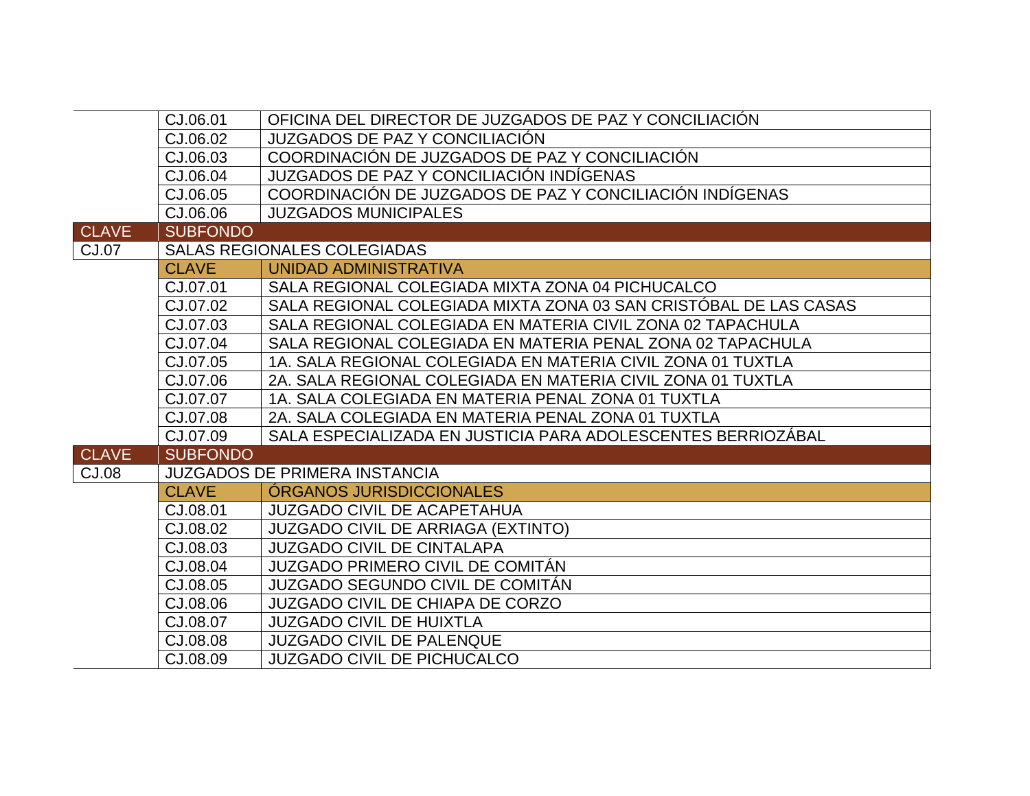| | | |
|---|---|---|
| | CJ.06.01 | OFICINA DEL DIRECTOR DE JUZGADOS DE PAZ Y CONCILIACIÓN |
| | CJ.06.02 | JUZGADOS DE PAZ Y CONCILIACIÓN |
| | CJ.06.03 | COORDINACIÓN DE JUZGADOS DE PAZ Y CONCILIACIÓN |
| | CJ.06.04 | JUZGADOS DE PAZ Y CONCILIACIÓN INDÍGENAS |
| | CJ.06.05 | COORDINACIÓN DE JUZGADOS DE PAZ Y CONCILIACIÓN INDÍGENAS |
| | CJ.06.06 | JUZGADOS MUNICIPALES |
| CLAVE | SUBFONDO | |
| CJ.07 | SALAS REGIONALES COLEGIADAS | |
| | CLAVE | UNIDAD ADMINISTRATIVA |
| | CJ.07.01 | SALA REGIONAL COLEGIADA MIXTA ZONA 04 PICHUCALCO |
| | CJ.07.02 | SALA REGIONAL COLEGIADA MIXTA ZONA 03 SAN CRISTÓBAL DE LAS CASAS |
| | CJ.07.03 | SALA REGIONAL COLEGIADA EN MATERIA CIVIL ZONA 02 TAPACHULA |
| | CJ.07.04 | SALA REGIONAL COLEGIADA EN MATERIA PENAL ZONA 02 TAPACHULA |
| | CJ.07.05 | 1A. SALA REGIONAL COLEGIADA EN MATERIA CIVIL ZONA 01 TUXTLA |
| | CJ.07.06 | 2A. SALA REGIONAL COLEGIADA EN MATERIA CIVIL ZONA 01 TUXTLA |
| | CJ.07.07 | 1A. SALA COLEGIADA EN MATERIA PENAL ZONA 01 TUXTLA |
| | CJ.07.08 | 2A. SALA COLEGIADA EN MATERIA PENAL ZONA 01 TUXTLA |
| | CJ.07.09 | SALA ESPECIALIZADA EN JUSTICIA PARA ADOLESCENTES BERRIOZÁBAL |
| CLAVE | SUBFONDO | |
| CJ.08 | JUZGADOS DE PRIMERA INSTANCIA | |
| | CLAVE | ÓRGANOS JURISDICCIONALES |
| | CJ.08.01 | JUZGADO CIVIL DE ACAPETAHUA |
| | CJ.08.02 | JUZGADO CIVIL DE ARRIAGA (EXTINTO) |
| | CJ.08.03 | JUZGADO CIVIL DE CINTALAPA |
| | CJ.08.04 | JUZGADO PRIMERO CIVIL DE COMITÁN |
| | CJ.08.05 | JUZGADO SEGUNDO CIVIL DE COMITÁN |
| | CJ.08.06 | JUZGADO CIVIL DE CHIAPA DE CORZO |
| | CJ.08.07 | JUZGADO CIVIL DE HUIXTLA |
| | CJ.08.08 | JUZGADO CIVIL DE PALENQUE |
| | CJ.08.09 | JUZGADO CIVIL DE PICHUCALCO |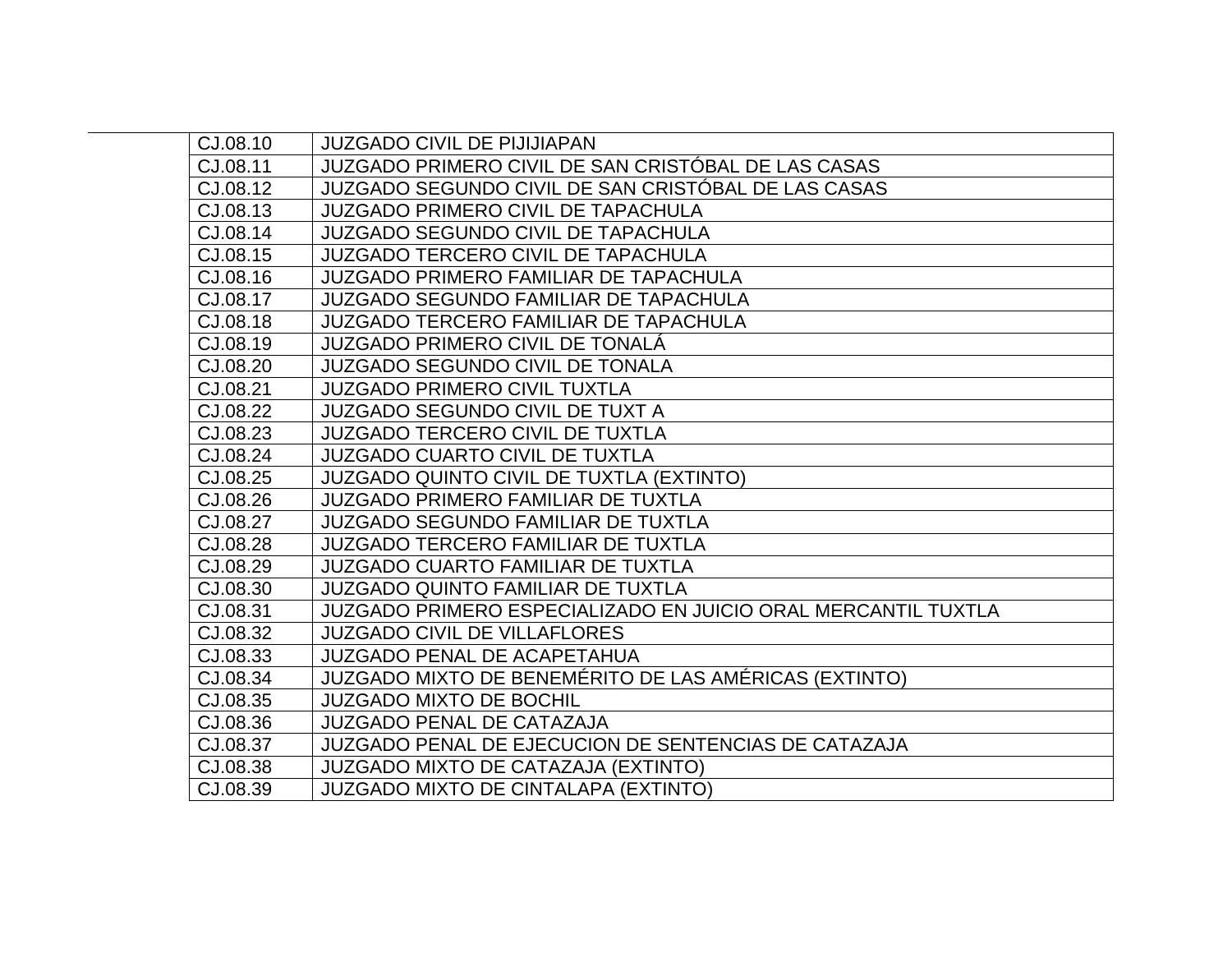| | | |
|---|---|---|
| | CJ.08.10 | JUZGADO CIVIL DE PIJIJIAPAN |
| | CJ.08.11 | JUZGADO PRIMERO CIVIL DE SAN CRISTÓBAL DE LAS CASAS |
| | CJ.08.12 | JUZGADO SEGUNDO CIVIL DE SAN CRISTÓBAL DE LAS CASAS |
| | CJ.08.13 | JUZGADO PRIMERO CIVIL DE TAPACHULA |
| | CJ.08.14 | JUZGADO SEGUNDO CIVIL DE TAPACHULA |
| | CJ.08.15 | JUZGADO TERCERO CIVIL DE TAPACHULA |
| | CJ.08.16 | JUZGADO PRIMERO FAMILIAR DE TAPACHULA |
| | CJ.08.17 | JUZGADO SEGUNDO FAMILIAR DE TAPACHULA |
| | CJ.08.18 | JUZGADO TERCERO FAMILIAR DE TAPACHULA |
| | CJ.08.19 | JUZGADO PRIMERO CIVIL DE TONALÁ |
| | CJ.08.20 | JUZGADO SEGUNDO CIVIL DE TONALA |
| | CJ.08.21 | JUZGADO PRIMERO CIVIL TUXTLA |
| | CJ.08.22 | JUZGADO SEGUNDO CIVIL DE TUXT A |
| | CJ.08.23 | JUZGADO TERCERO CIVIL DE TUXTLA |
| | CJ.08.24 | JUZGADO CUARTO CIVIL DE TUXTLA |
| | CJ.08.25 | JUZGADO QUINTO CIVIL DE TUXTLA (EXTINTO) |
| | CJ.08.26 | JUZGADO PRIMERO FAMILIAR DE TUXTLA |
| | CJ.08.27 | JUZGADO SEGUNDO FAMILIAR DE TUXTLA |
| | CJ.08.28 | JUZGADO TERCERO FAMILIAR DE TUXTLA |
| | CJ.08.29 | JUZGADO CUARTO FAMILIAR DE TUXTLA |
| | CJ.08.30 | JUZGADO QUINTO FAMILIAR DE TUXTLA |
| | CJ.08.31 | JUZGADO PRIMERO ESPECIALIZADO EN JUICIO ORAL MERCANTIL TUXTLA |
| | CJ.08.32 | JUZGADO CIVIL DE VILLAFLORES |
| | CJ.08.33 | JUZGADO PENAL DE ACAPETAHUA |
| | CJ.08.34 | JUZGADO MIXTO DE BENEMÉRITO DE LAS AMÉRICAS (EXTINTO) |
| | CJ.08.35 | JUZGADO MIXTO DE BOCHIL |
| | CJ.08.36 | JUZGADO PENAL DE CATAZAJA |
| | CJ.08.37 | JUZGADO PENAL DE EJECUCION DE SENTENCIAS DE CATAZAJA |
| | CJ.08.38 | JUZGADO MIXTO DE CATAZAJA (EXTINTO) |
| | CJ.08.39 | JUZGADO MIXTO DE CINTALAPA (EXTINTO) |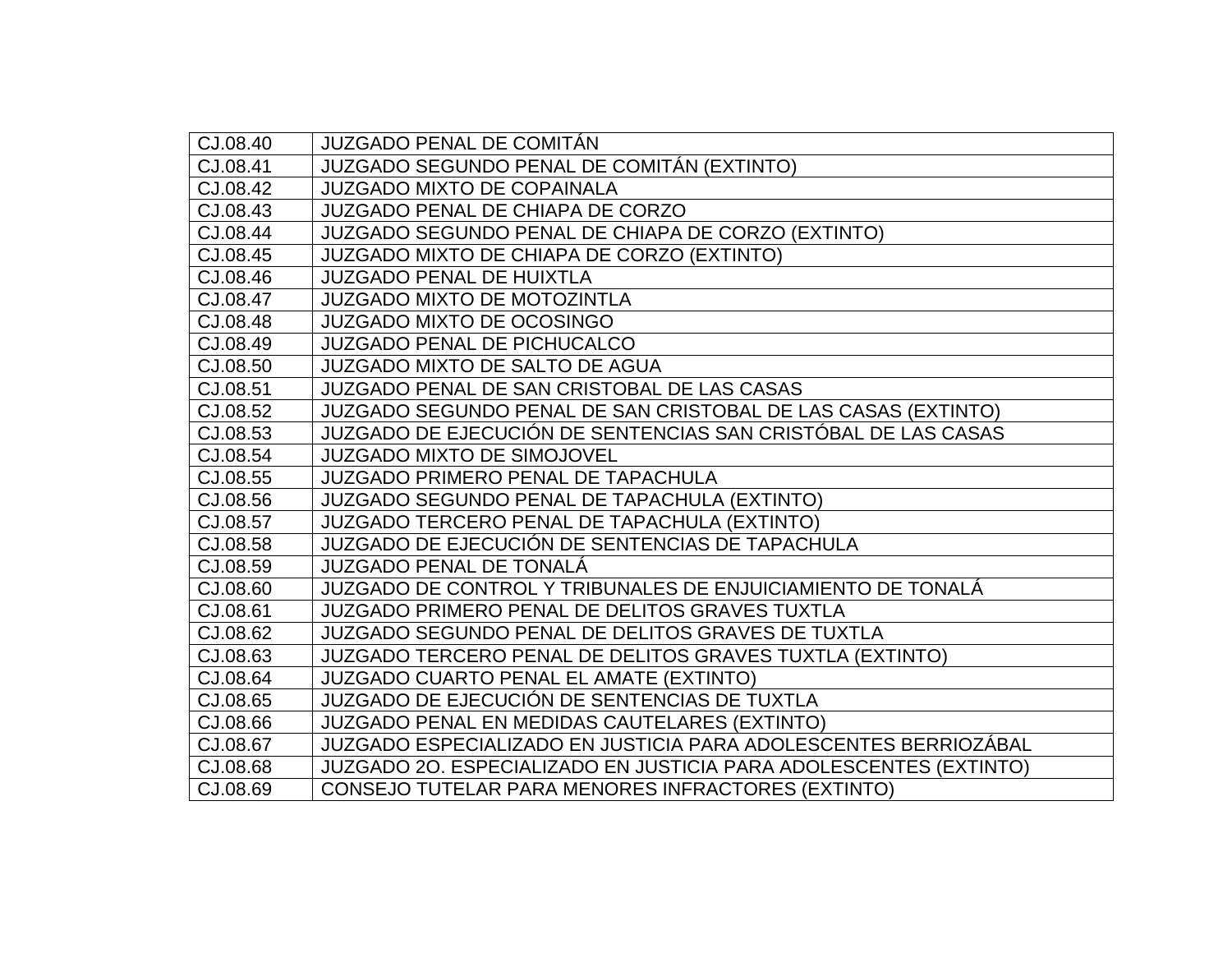| | |
|---|---|
| CJ.08.40 | JUZGADO PENAL DE COMITÁN |
| CJ.08.41 | JUZGADO SEGUNDO PENAL DE COMITÁN (EXTINTO) |
| CJ.08.42 | JUZGADO MIXTO DE COPAINALA |
| CJ.08.43 | JUZGADO PENAL DE CHIAPA DE CORZO |
| CJ.08.44 | JUZGADO SEGUNDO PENAL DE CHIAPA DE CORZO (EXTINTO) |
| CJ.08.45 | JUZGADO MIXTO DE CHIAPA DE CORZO (EXTINTO) |
| CJ.08.46 | JUZGADO PENAL DE HUIXTLA |
| CJ.08.47 | JUZGADO MIXTO DE MOTOZINTLA |
| CJ.08.48 | JUZGADO MIXTO DE OCOSINGO |
| CJ.08.49 | JUZGADO PENAL DE PICHUCALCO |
| CJ.08.50 | JUZGADO MIXTO DE SALTO DE AGUA |
| CJ.08.51 | JUZGADO PENAL DE SAN CRISTOBAL DE LAS CASAS |
| CJ.08.52 | JUZGADO SEGUNDO PENAL DE SAN CRISTOBAL DE LAS CASAS (EXTINTO) |
| CJ.08.53 | JUZGADO DE EJECUCIÓN DE SENTENCIAS SAN CRISTÓBAL DE LAS CASAS |
| CJ.08.54 | JUZGADO MIXTO DE SIMOJOVEL |
| CJ.08.55 | JUZGADO PRIMERO PENAL DE TAPACHULA |
| CJ.08.56 | JUZGADO SEGUNDO PENAL DE TAPACHULA (EXTINTO) |
| CJ.08.57 | JUZGADO TERCERO PENAL DE TAPACHULA (EXTINTO) |
| CJ.08.58 | JUZGADO DE EJECUCIÓN DE SENTENCIAS DE TAPACHULA |
| CJ.08.59 | JUZGADO PENAL DE TONALÁ |
| CJ.08.60 | JUZGADO DE CONTROL Y TRIBUNALES DE ENJUICIAMIENTO DE TONALÁ |
| CJ.08.61 | JUZGADO PRIMERO PENAL DE DELITOS GRAVES TUXTLA |
| CJ.08.62 | JUZGADO SEGUNDO PENAL DE DELITOS GRAVES DE TUXTLA |
| CJ.08.63 | JUZGADO TERCERO PENAL DE DELITOS GRAVES TUXTLA (EXTINTO) |
| CJ.08.64 | JUZGADO CUARTO PENAL EL AMATE (EXTINTO) |
| CJ.08.65 | JUZGADO DE EJECUCIÓN DE SENTENCIAS DE TUXTLA |
| CJ.08.66 | JUZGADO PENAL EN MEDIDAS CAUTELARES (EXTINTO) |
| CJ.08.67 | JUZGADO ESPECIALIZADO EN JUSTICIA PARA ADOLESCENTES BERRIOZÁBAL |
| CJ.08.68 | JUZGADO 2O. ESPECIALIZADO EN JUSTICIA PARA ADOLESCENTES (EXTINTO) |
| CJ.08.69 | CONSEJO TUTELAR PARA MENORES INFRACTORES (EXTINTO) |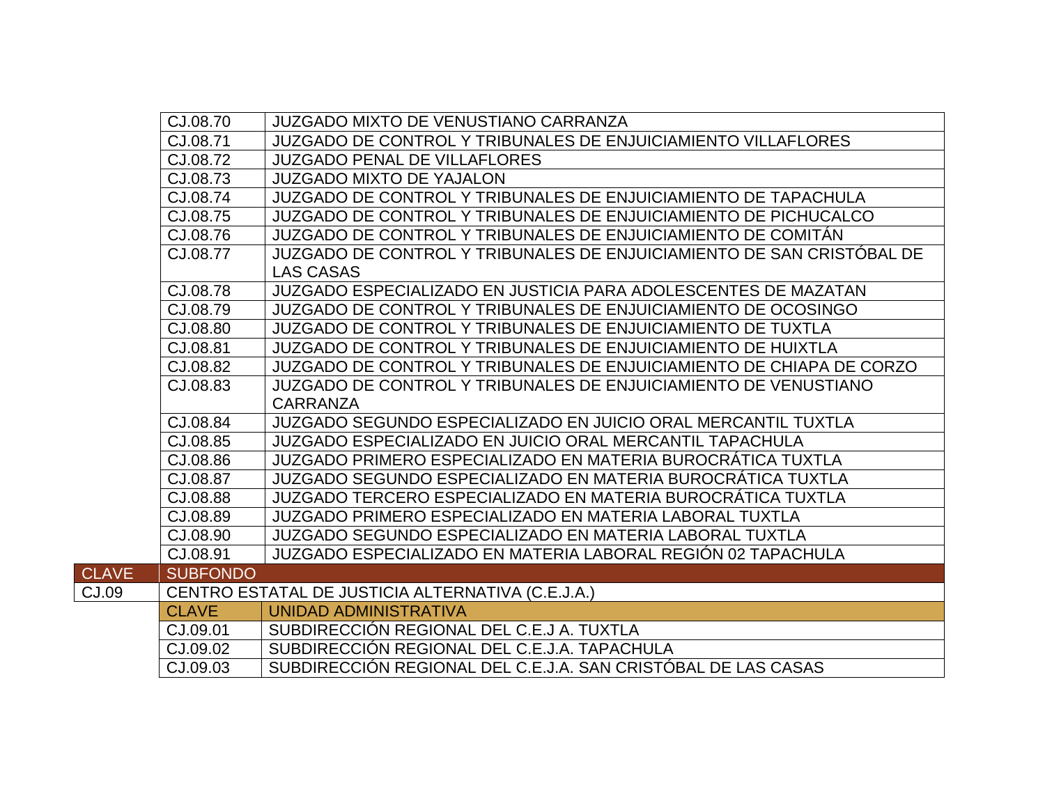| CLAVE | UNIDAD ADMINISTRATIVA |
|---|---|
| CJ.08.70 | JUZGADO MIXTO DE VENUSTIANO CARRANZA |
| CJ.08.71 | JUZGADO DE CONTROL Y TRIBUNALES DE ENJUICIAMIENTO VILLAFLORES |
| CJ.08.72 | JUZGADO PENAL DE VILLAFLORES |
| CJ.08.73 | JUZGADO MIXTO DE YAJALON |
| CJ.08.74 | JUZGADO DE CONTROL Y TRIBUNALES DE ENJUICIAMIENTO DE TAPACHULA |
| CJ.08.75 | JUZGADO DE CONTROL Y TRIBUNALES DE ENJUICIAMIENTO DE PICHUCALCO |
| CJ.08.76 | JUZGADO DE CONTROL Y TRIBUNALES DE ENJUICIAMIENTO DE COMITÁN |
| CJ.08.77 | JUZGADO DE CONTROL Y TRIBUNALES DE ENJUICIAMIENTO DE SAN CRISTÓBAL DE LAS CASAS |
| CJ.08.78 | JUZGADO ESPECIALIZADO EN JUSTICIA PARA ADOLESCENTES DE MAZATAN |
| CJ.08.79 | JUZGADO DE CONTROL Y TRIBUNALES DE ENJUICIAMIENTO DE OCOSINGO |
| CJ.08.80 | JUZGADO DE CONTROL Y TRIBUNALES DE ENJUICIAMIENTO DE TUXTLA |
| CJ.08.81 | JUZGADO DE CONTROL Y TRIBUNALES DE ENJUICIAMIENTO DE HUIXTLA |
| CJ.08.82 | JUZGADO DE CONTROL Y TRIBUNALES DE ENJUICIAMIENTO DE CHIAPA DE CORZO |
| CJ.08.83 | JUZGADO DE CONTROL Y TRIBUNALES DE ENJUICIAMIENTO DE VENUSTIANO CARRANZA |
| CJ.08.84 | JUZGADO SEGUNDO ESPECIALIZADO EN JUICIO ORAL MERCANTIL TUXTLA |
| CJ.08.85 | JUZGADO ESPECIALIZADO EN JUICIO ORAL MERCANTIL TAPACHULA |
| CJ.08.86 | JUZGADO PRIMERO ESPECIALIZADO EN MATERIA BUROCRÁTICA TUXTLA |
| CJ.08.87 | JUZGADO SEGUNDO ESPECIALIZADO EN MATERIA BUROCRÁTICA TUXTLA |
| CJ.08.88 | JUZGADO TERCERO ESPECIALIZADO EN MATERIA BUROCRÁTICA TUXTLA |
| CJ.08.89 | JUZGADO PRIMERO ESPECIALIZADO EN MATERIA LABORAL TUXTLA |
| CJ.08.90 | JUZGADO SEGUNDO ESPECIALIZADO EN MATERIA LABORAL TUXTLA |
| CJ.08.91 | JUZGADO ESPECIALIZADO EN MATERIA LABORAL REGIÓN 02 TAPACHULA |

| CLAVE | SUBFONDO |
|---|---|
| CJ.09 | CENTRO ESTATAL DE JUSTICIA ALTERNATIVA (C.E.J.A.) |

| CLAVE | UNIDAD ADMINISTRATIVA |
|---|---|
| CJ.09.01 | SUBDIRECCIÓN REGIONAL DEL C.E.J A. TUXTLA |
| CJ.09.02 | SUBDIRECCIÓN REGIONAL DEL C.E.J.A. TAPACHULA |
| CJ.09.03 | SUBDIRECCIÓN REGIONAL DEL C.E.J.A. SAN CRISTÓBAL DE LAS CASAS |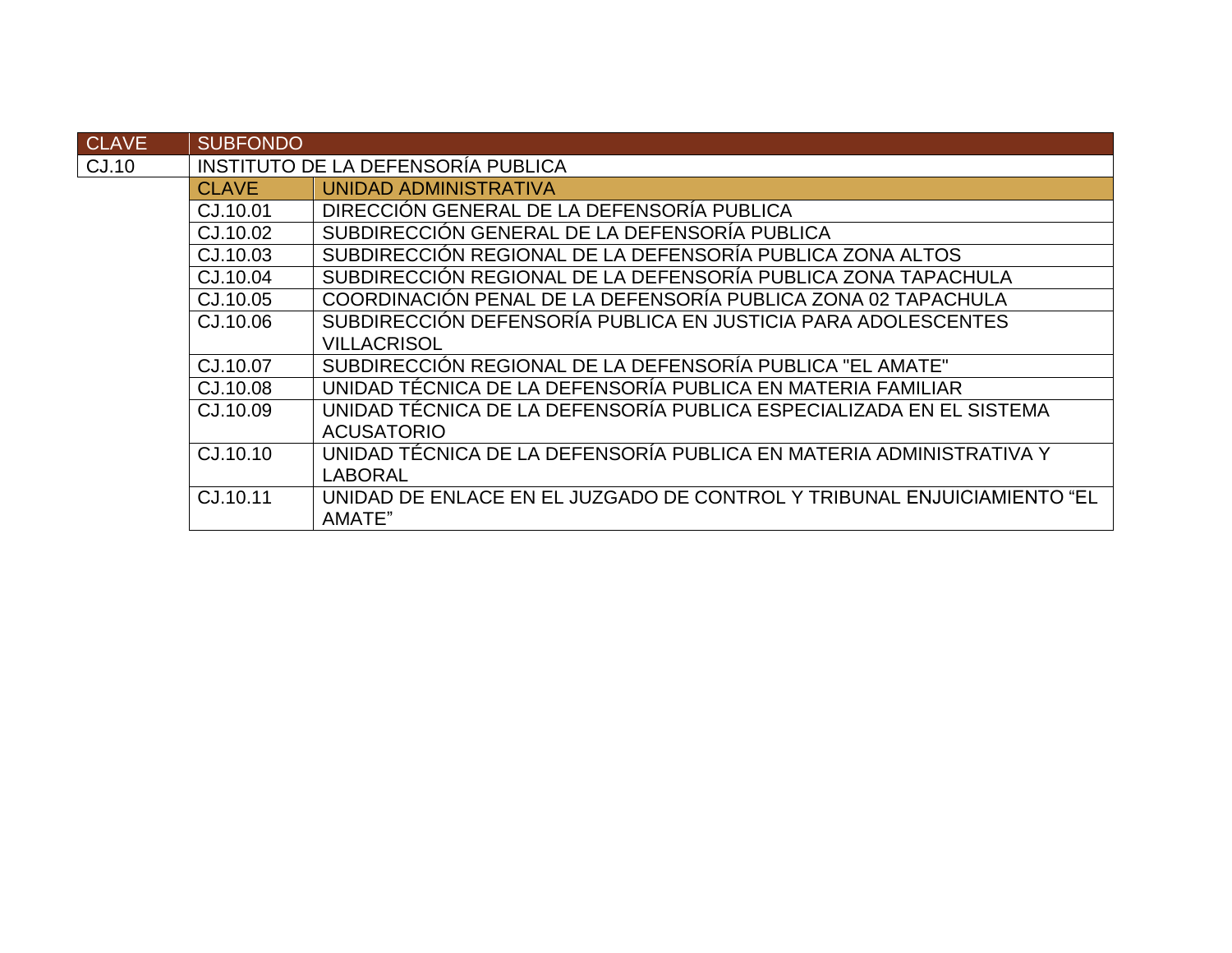| CLAVE | SUBFONDO | |
| --- | --- | --- |
| CJ.10 | INSTITUTO DE LA DEFENSORÍA PUBLICA | |
| | CLAVE | UNIDAD ADMINISTRATIVA |
| | CJ.10.01 | DIRECCIÓN GENERAL DE LA DEFENSORÍA PUBLICA |
| | CJ.10.02 | SUBDIRECCIÓN GENERAL DE LA DEFENSORÍA PUBLICA |
| | CJ.10.03 | SUBDIRECCIÓN REGIONAL DE LA DEFENSORÍA PUBLICA ZONA ALTOS |
| | CJ.10.04 | SUBDIRECCIÓN REGIONAL DE LA DEFENSORÍA PUBLICA ZONA TAPACHULA |
| | CJ.10.05 | COORDINACIÓN PENAL DE LA DEFENSORÍA PUBLICA ZONA 02 TAPACHULA |
| | CJ.10.06 | SUBDIRECCIÓN DEFENSORÍA PUBLICA EN JUSTICIA PARA ADOLESCENTES VILLACRISOL |
| | CJ.10.07 | SUBDIRECCIÓN REGIONAL DE LA DEFENSORÍA PUBLICA "EL AMATE" |
| | CJ.10.08 | UNIDAD TÉCNICA DE LA DEFENSORÍA PUBLICA EN MATERIA FAMILIAR |
| | CJ.10.09 | UNIDAD TÉCNICA DE LA DEFENSORÍA PUBLICA ESPECIALIZADA EN EL SISTEMA ACUSATORIO |
| | CJ.10.10 | UNIDAD TÉCNICA DE LA DEFENSORÍA PUBLICA EN MATERIA ADMINISTRATIVA Y LABORAL |
| | CJ.10.11 | UNIDAD DE ENLACE EN EL JUZGADO DE CONTROL Y TRIBUNAL ENJUICIAMIENTO "EL AMATE" |